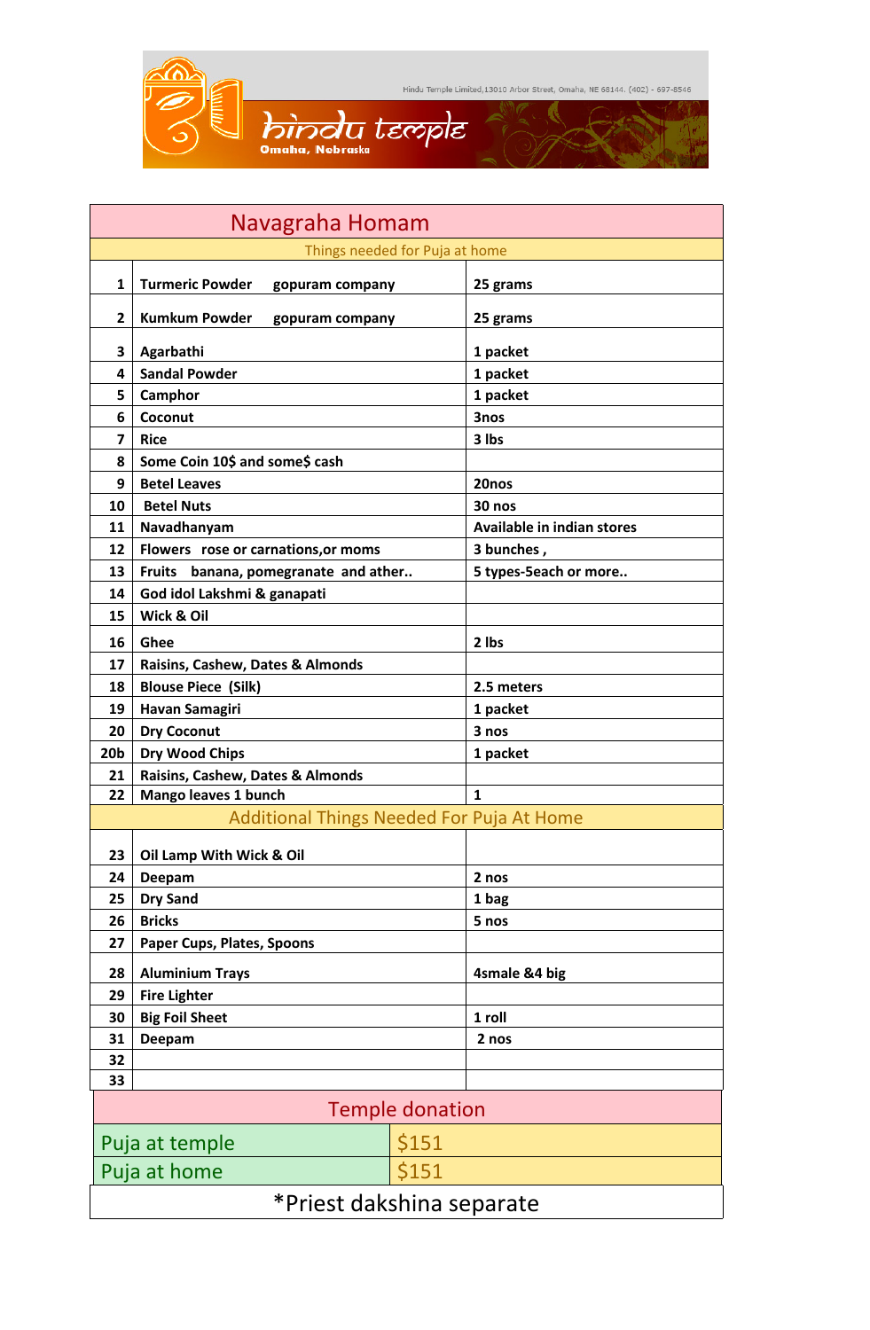Hindu Temple Limited,13010 Arbor Street, Omaha, NE 68144. (402) - 697-8546

# hindu temple

Omaha, Nebraska

## Navagraha Homam

| | Things needed for Puja at home | |
|---|---|---|
| 1 | **Turmeric Powder gopuram company** | **25 grams** |
| 2 | **Kumkum Powder gopuram company** | **25 grams** |
| 3 | **Agarbathi** | **1 packet** |
| 4 | **Sandal Powder** | **1 packet** |
| 5 | **Camphor** | **1 packet** |
| 6 | **Coconut** | **3nos** |
| 7 | **Rice** | **3 lbs** |
| 8 | **Some Coin 10$ and some$ cash** | |
| 9 | **Betel Leaves** | **20nos** |
| 10 | **Betel Nuts** | **30 nos** |
| 11 | **Navadhanyam** | **Available in indian stores** |
| 12 | **Flowers rose or carnations,or moms** | **3 bunches ,** |
| 13 | **Fruits banana, pomegranate and ather..** | **5 types-5each or more..** |
| 14 | **God idol Lakshmi & ganapati** | |
| 15 | **Wick & Oil** | |
| 16 | **Ghee** | **2 lbs** |
| 17 | **Raisins, Cashew, Dates & Almonds** | |
| 18 | **Blouse Piece (Silk)** | **2.5 meters** |
| 19 | **Havan Samagiri** | **1 packet** |
| 20 | **Dry Coconut** | **3 nos** |
| 20b | **Dry Wood Chips** | **1 packet** |
| 21 | **Raisins, Cashew, Dates & Almonds** | |
| 22 | **Mango leaves 1 bunch** | **1** |
| | Additional Things Needed For Puja At Home | |
| 23 | **Oil Lamp With Wick & Oil** | |
| 24 | **Deepam** | **2 nos** |
| 25 | **Dry Sand** | **1 bag** |
| 26 | **Bricks** | **5 nos** |
| 27 | **Paper Cups, Plates, Spoons** | |
| 28 | **Aluminium Trays** | **4smale &4 big** |
| 29 | **Fire Lighter** | |
| 30 | **Big Foil Sheet** | **1 roll** |
| 31 | **Deepam** | **2 nos** |
| 32 | | |
| 33 | | |

## Temple donation

| | |
|---|---|
| Puja at temple | $151 |
| Puja at home | $151 |

*Priest dakshina separate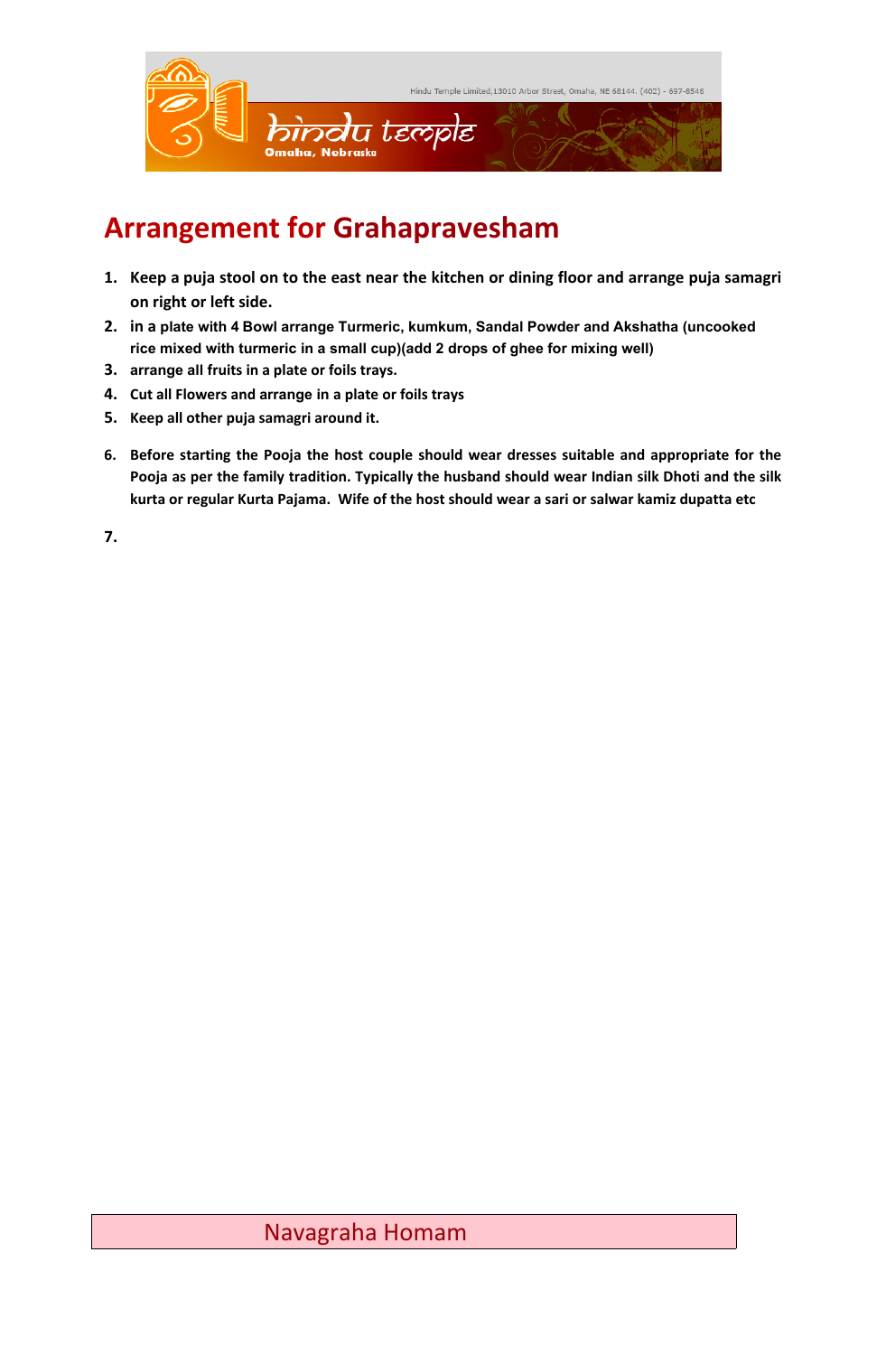# Arrangement for Grahapravesham

1. **Keep a puja stool on to the east near the kitchen or dining floor and arrange puja samagri on right or left side.**
2. **in a plate with 4 Bowl arrange Turmeric, kumkum, Sandal Powder and Akshatha (uncooked rice mixed with turmeric in a small cup)(add 2 drops of ghee for mixing well)**
3. **arrange all fruits in a plate or foils trays.**
4. **Cut all Flowers and arrange in a plate or foils trays**
5. **Keep all other puja samagri around it.**
6. **Before starting the Pooja the host couple should wear dresses suitable and appropriate for the Pooja as per the family tradition. Typically the husband should wear Indian silk Dhoti and the silk kurta or regular Kurta Pajama. Wife of the host should wear a sari or salwar kamiz dupatta etc**
7.

Navagraha Homam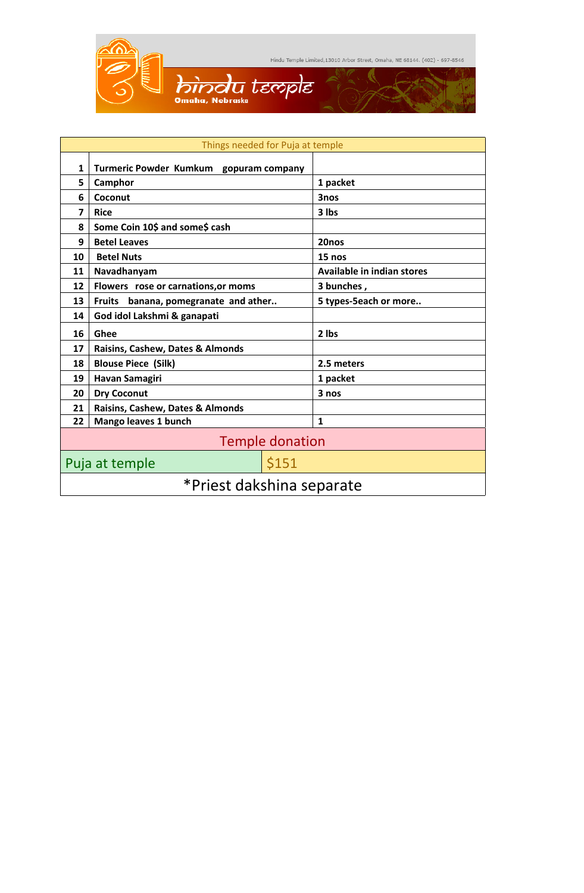Hindu Temple Limited,13010 Arbor Street, Omaha, NE 68144. (402) - 697-8546

# hindu temple

Omaha, Nebraska

| Things needed for Puja at temple | | |
|---|---|---|
| 1 | Turmeric Powder Kumkum gopuram company | |
| 5 | Camphor | 1 packet |
| 6 | Coconut | 3nos |
| 7 | Rice | 3 lbs |
| 8 | Some Coin 10$ and some$ cash | |
| 9 | Betel Leaves | 20nos |
| 10 | Betel Nuts | 15 nos |
| 11 | Navadhanyam | Available in indian stores |
| 12 | Flowers rose or carnations,or moms | 3 bunches , |
| 13 | Fruits banana, pomegranate and ather.. | 5 types-5each or more.. |
| 14 | God idol Lakshmi & ganapati | |
| 16 | Ghee | 2 lbs |
| 17 | Raisins, Cashew, Dates & Almonds | |
| 18 | Blouse Piece (Silk) | 2.5 meters |
| 19 | Havan Samagiri | 1 packet |
| 20 | Dry Coconut | 3 nos |
| 21 | Raisins, Cashew, Dates & Almonds | |
| 22 | Mango leaves 1 bunch | 1 |

| Temple donation | |
|---|---|
| Puja at temple | $151 |

*Priest dakshina separate